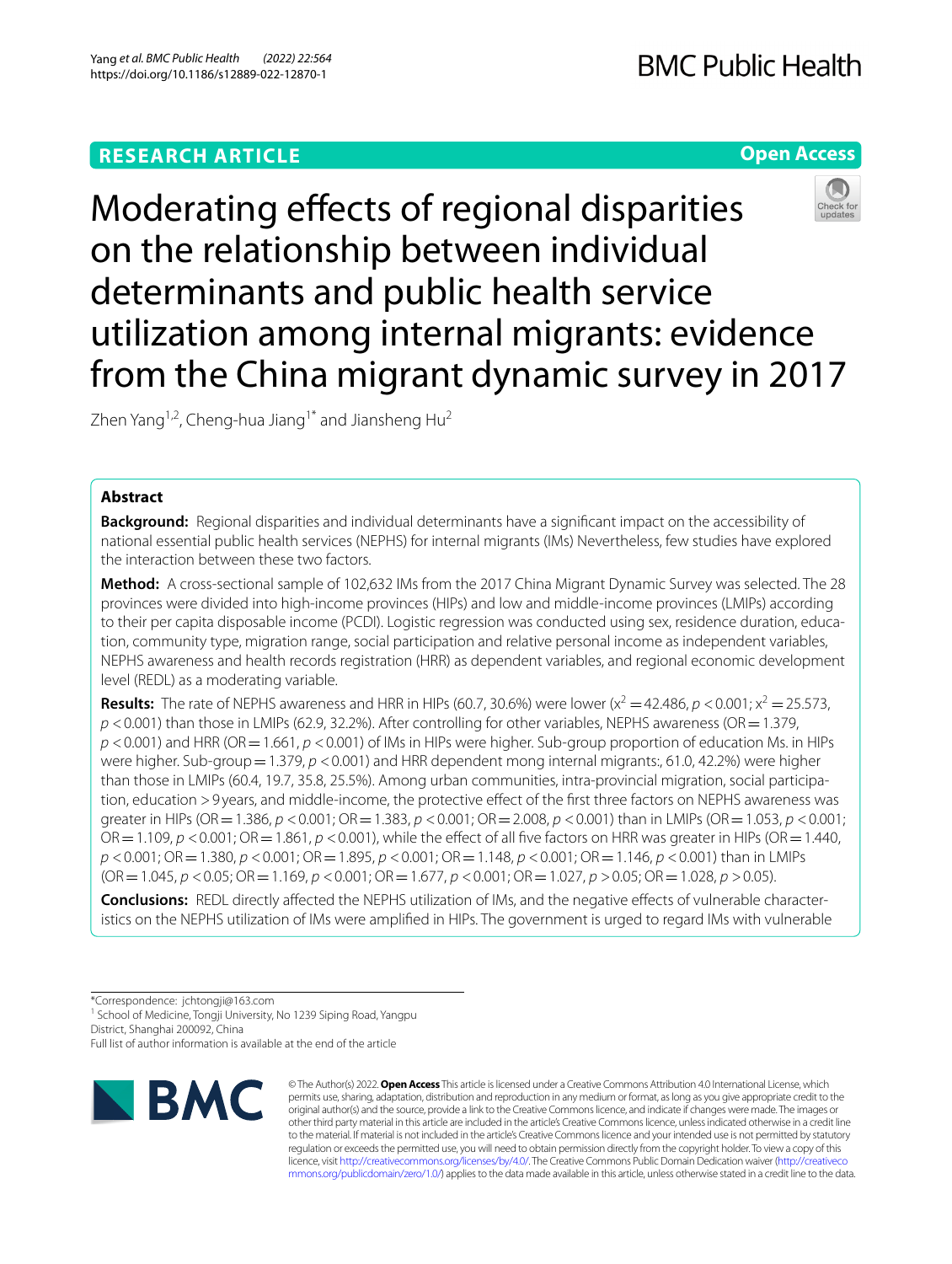RESEARCH ARTICLE

Open Access

# Moderating effects of regional disparities on the relationship between individual determinants and public health service utilization among internal migrants: evidence from the China migrant dynamic survey in 2017

Zhen Yang[1,2], Cheng-hua Jiang[1*] and Jiansheng Hu[2]

## Abstract

**Background:** Regional disparities and individual determinants have a significant impact on the accessibility of national essential public health services (NEPHS) for internal migrants (IMs) Nevertheless, few studies have explored the interaction between these two factors.

**Method:** A cross-sectional sample of 102,632 IMs from the 2017 China Migrant Dynamic Survey was selected. The 28 provinces were divided into high-income provinces (HIPs) and low and middle-income provinces (LMIPs) according to their per capita disposable income (PCDI). Logistic regression was conducted using sex, residence duration, education, community type, migration range, social participation and relative personal income as independent variables, NEPHS awareness and health records registration (HRR) as dependent variables, and regional economic development level (REDL) as a moderating variable.

**Results:** The rate of NEPHS awareness and HRR in HIPs (60.7, 30.6%) were lower ($x^2 = 42.486$, $p < 0.001$; $x^2 = 25.573$, $p < 0.001$) than those in LMIPs (62.9, 32.2%). After controlling for other variables, NEPHS awareness (OR = 1.379, $p < 0.001$) and HRR (OR = 1.661, $p < 0.001$) of IMs in HIPs were higher. Sub-group proportion of education Ms. in HIPs were higher. Sub-group = 1.379, $p < 0.001$) and HRR dependent mong internal migrants:, 61.0, 42.2%) were higher than those in LMIPs (60.4, 19.7, 35.8, 25.5%). Among urban communities, intra-provincial migration, social participation, education > 9 years, and middle-income, the protective effect of the first three factors on NEPHS awareness was greater in HIPs (OR = 1.386, $p < 0.001$; OR = 1.383, $p < 0.001$; OR = 2.008, $p < 0.001$) than in LMIPs (OR = 1.053, $p < 0.001$; OR = 1.109, $p < 0.001$; OR = 1.861, $p < 0.001$), while the effect of all five factors on HRR was greater in HIPs (OR = 1.440, $p < 0.001$; OR = 1.380, $p < 0.001$; OR = 1.895, $p < 0.001$; OR = 1.148, $p < 0.001$; OR = 1.146, $p < 0.001$) than in LMIPs (OR = 1.045, $p < 0.05$; OR = 1.169, $p < 0.001$; OR = 1.677, $p < 0.001$; OR = 1.027, $p > 0.05$; OR = 1.028, $p > 0.05$).

**Conclusions:** REDL directly affected the NEPHS utilization of IMs, and the negative effects of vulnerable characteristics on the NEPHS utilization of IMs were amplified in HIPs. The government is urged to regard IMs with vulnerable

*Correspondence: jchtongji@163.com
[1] School of Medicine, Tongji University, No 1239 Siping Road, Yangpu District, Shanghai 200092, China
Full list of author information is available at the end of the article

© The Author(s) 2022. **Open Access** This article is licensed under a Creative Commons Attribution 4.0 International License, which permits use, sharing, adaptation, distribution and reproduction in any medium or format, as long as you give appropriate credit to the original author(s) and the source, provide a link to the Creative Commons licence, and indicate if changes were made. The images or other third party material in this article are included in the article's Creative Commons licence, unless indicated otherwise in a credit line to the material. If material is not included in the article's Creative Commons licence and your intended use is not permitted by statutory regulation or exceeds the permitted use, you will need to obtain permission directly from the copyright holder. To view a copy of this licence, visit http://creativecommons.org/licenses/by/4.0/. The Creative Commons Public Domain Dedication waiver (http://creativecommons.org/publicdomain/zero/1.0/) applies to the data made available in this article, unless otherwise stated in a credit line to the data.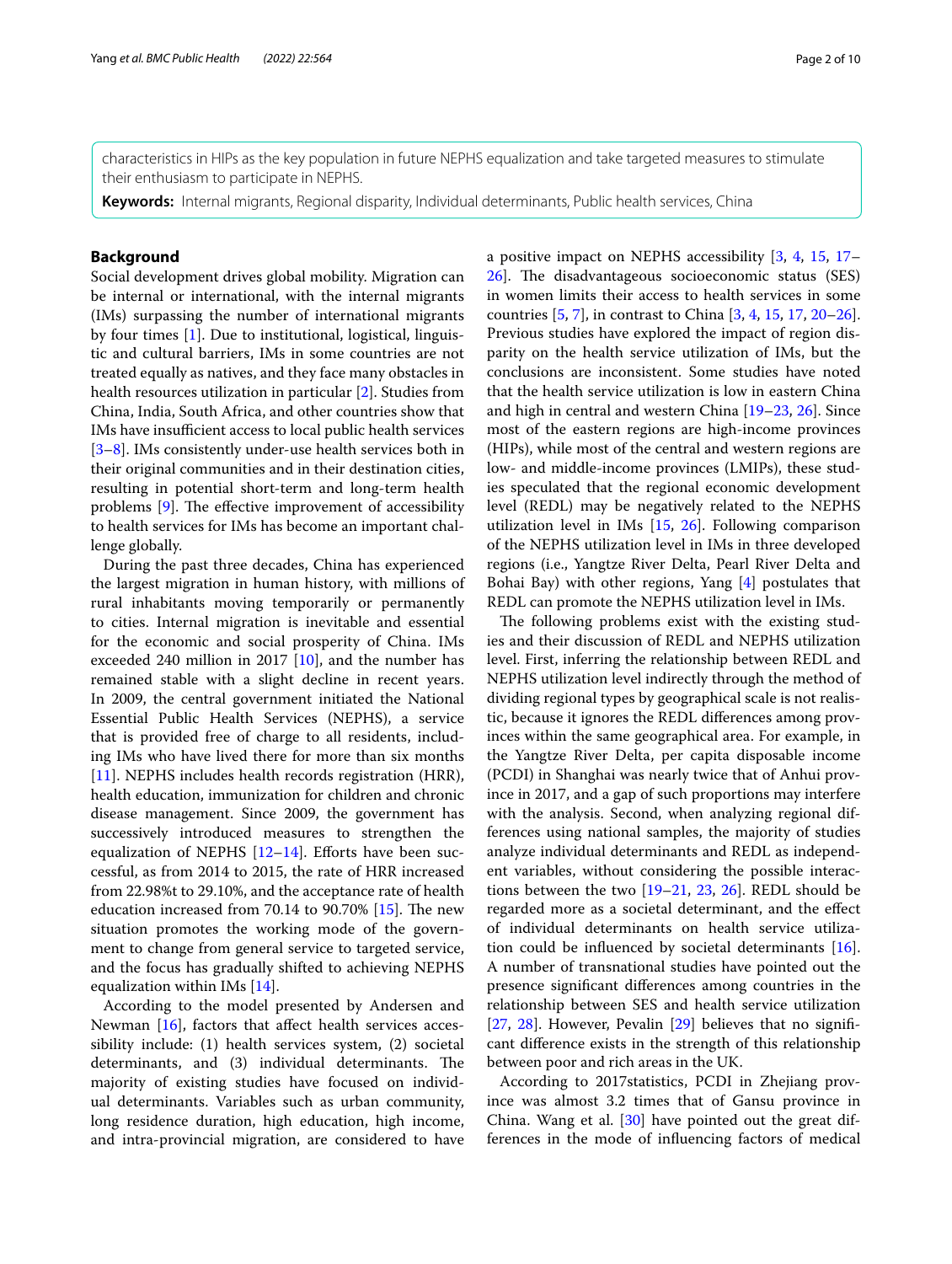characteristics in HIPs as the key population in future NEPHS equalization and take targeted measures to stimulate their enthusiasm to participate in NEPHS.

**Keywords:** Internal migrants, Regional disparity, Individual determinants, Public health services, China

## Background

Social development drives global mobility. Migration can be internal or international, with the internal migrants (IMs) surpassing the number of international migrants by four times [1]. Due to institutional, logistical, linguistic and cultural barriers, IMs in some countries are not treated equally as natives, and they face many obstacles in health resources utilization in particular [2]. Studies from China, India, South Africa, and other countries show that IMs have insufficient access to local public health services [3–8]. IMs consistently under-use health services both in their original communities and in their destination cities, resulting in potential short-term and long-term health problems [9]. The effective improvement of accessibility to health services for IMs has become an important challenge globally.

During the past three decades, China has experienced the largest migration in human history, with millions of rural inhabitants moving temporarily or permanently to cities. Internal migration is inevitable and essential for the economic and social prosperity of China. IMs exceeded 240 million in 2017 [10], and the number has remained stable with a slight decline in recent years. In 2009, the central government initiated the National Essential Public Health Services (NEPHS), a service that is provided free of charge to all residents, including IMs who have lived there for more than six months [11]. NEPHS includes health records registration (HRR), health education, immunization for children and chronic disease management. Since 2009, the government has successively introduced measures to strengthen the equalization of NEPHS [12–14]. Efforts have been successful, as from 2014 to 2015, the rate of HRR increased from 22.98%t to 29.10%, and the acceptance rate of health education increased from 70.14 to 90.70% [15]. The new situation promotes the working mode of the government to change from general service to targeted service, and the focus has gradually shifted to achieving NEPHS equalization within IMs [14].

According to the model presented by Andersen and Newman [16], factors that affect health services accessibility include: (1) health services system, (2) societal determinants, and (3) individual determinants. The majority of existing studies have focused on individual determinants. Variables such as urban community, long residence duration, high education, high income, and intra-provincial migration, are considered to have a positive impact on NEPHS accessibility [3, 4, 15, 17–26]. The disadvantageous socioeconomic status (SES) in women limits their access to health services in some countries [5, 7], in contrast to China [3, 4, 15, 17, 20–26]. Previous studies have explored the impact of region disparity on the health service utilization of IMs, but the conclusions are inconsistent. Some studies have noted that the health service utilization is low in eastern China and high in central and western China [19–23, 26]. Since most of the eastern regions are high-income provinces (HIPs), while most of the central and western regions are low- and middle-income provinces (LMIPs), these studies speculated that the regional economic development level (REDL) may be negatively related to the NEPHS utilization level in IMs [15, 26]. Following comparison of the NEPHS utilization level in IMs in three developed regions (i.e., Yangtze River Delta, Pearl River Delta and Bohai Bay) with other regions, Yang [4] postulates that REDL can promote the NEPHS utilization level in IMs.

The following problems exist with the existing studies and their discussion of REDL and NEPHS utilization level. First, inferring the relationship between REDL and NEPHS utilization level indirectly through the method of dividing regional types by geographical scale is not realistic, because it ignores the REDL differences among provinces within the same geographical area. For example, in the Yangtze River Delta, per capita disposable income (PCDI) in Shanghai was nearly twice that of Anhui province in 2017, and a gap of such proportions may interfere with the analysis. Second, when analyzing regional differences using national samples, the majority of studies analyze individual determinants and REDL as independent variables, without considering the possible interactions between the two [19–21, 23, 26]. REDL should be regarded more as a societal determinant, and the effect of individual determinants on health service utilization could be influenced by societal determinants [16]. A number of transnational studies have pointed out the presence significant differences among countries in the relationship between SES and health service utilization [27, 28]. However, Pevalin [29] believes that no significant difference exists in the strength of this relationship between poor and rich areas in the UK.

According to 2017statistics, PCDI in Zhejiang province was almost 3.2 times that of Gansu province in China. Wang et al. [30] have pointed out the great differences in the mode of influencing factors of medical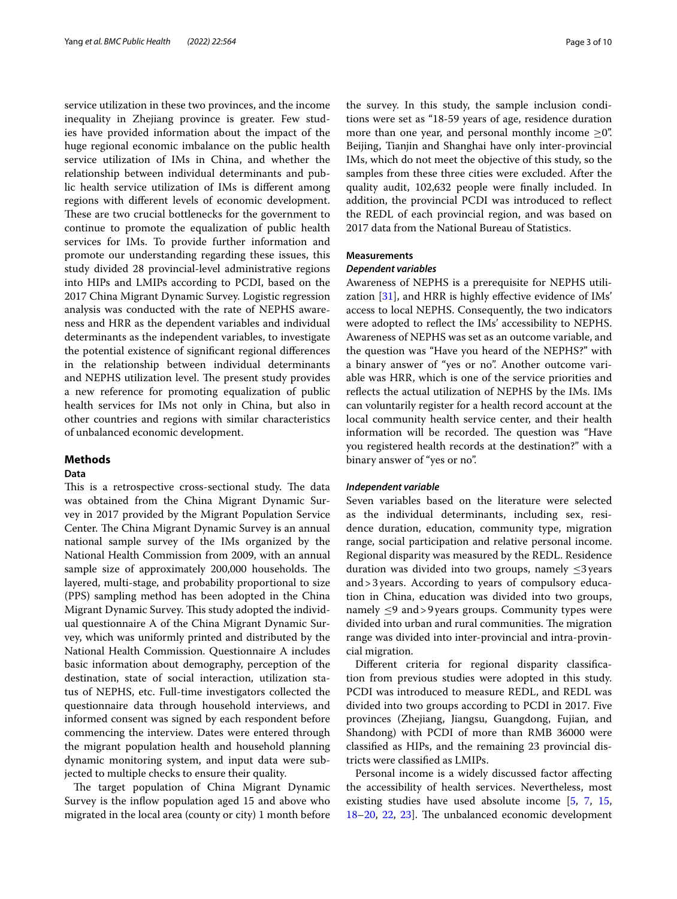service utilization in these two provinces, and the income inequality in Zhejiang province is greater. Few studies have provided information about the impact of the huge regional economic imbalance on the public health service utilization of IMs in China, and whether the relationship between individual determinants and public health service utilization of IMs is different among regions with different levels of economic development. These are two crucial bottlenecks for the government to continue to promote the equalization of public health services for IMs. To provide further information and promote our understanding regarding these issues, this study divided 28 provincial-level administrative regions into HIPs and LMIPs according to PCDI, based on the 2017 China Migrant Dynamic Survey. Logistic regression analysis was conducted with the rate of NEPHS awareness and HRR as the dependent variables and individual determinants as the independent variables, to investigate the potential existence of significant regional differences in the relationship between individual determinants and NEPHS utilization level. The present study provides a new reference for promoting equalization of public health services for IMs not only in China, but also in other countries and regions with similar characteristics of unbalanced economic development.

## Methods

### Data

This is a retrospective cross-sectional study. The data was obtained from the China Migrant Dynamic Survey in 2017 provided by the Migrant Population Service Center. The China Migrant Dynamic Survey is an annual national sample survey of the IMs organized by the National Health Commission from 2009, with an annual sample size of approximately 200,000 households. The layered, multi-stage, and probability proportional to size (PPS) sampling method has been adopted in the China Migrant Dynamic Survey. This study adopted the individual questionnaire A of the China Migrant Dynamic Survey, which was uniformly printed and distributed by the National Health Commission. Questionnaire A includes basic information about demography, perception of the destination, state of social interaction, utilization status of NEPHS, etc. Full-time investigators collected the questionnaire data through household interviews, and informed consent was signed by each respondent before commencing the interview. Dates were entered through the migrant population health and household planning dynamic monitoring system, and input data were subjected to multiple checks to ensure their quality.

The target population of China Migrant Dynamic Survey is the inflow population aged 15 and above who migrated in the local area (county or city) 1 month before the survey. In this study, the sample inclusion conditions were set as "18-59 years of age, residence duration more than one year, and personal monthly income $\geq$0". Beijing, Tianjin and Shanghai have only inter-provincial IMs, which do not meet the objective of this study, so the samples from these three cities were excluded. After the quality audit, 102,632 people were finally included. In addition, the provincial PCDI was introduced to reflect the REDL of each provincial region, and was based on 2017 data from the National Bureau of Statistics.

### Measurements

#### *Dependent variables*

Awareness of NEPHS is a prerequisite for NEPHS utilization [31], and HRR is highly effective evidence of IMs' access to local NEPHS. Consequently, the two indicators were adopted to reflect the IMs' accessibility to NEPHS. Awareness of NEPHS was set as an outcome variable, and the question was "Have you heard of the NEPHS?" with a binary answer of "yes or no". Another outcome variable was HRR, which is one of the service priorities and reflects the actual utilization of NEPHS by the IMs. IMs can voluntarily register for a health record account at the local community health service center, and their health information will be recorded. The question was "Have you registered health records at the destination?" with a binary answer of "yes or no".

#### *Independent variable*

Seven variables based on the literature were selected as the individual determinants, including sex, residence duration, education, community type, migration range, social participation and relative personal income. Regional disparity was measured by the REDL. Residence duration was divided into two groups, namely $\leq$3 years and > 3 years. According to years of compulsory education in China, education was divided into two groups, namely $\leq$9 and > 9 years groups. Community types were divided into urban and rural communities. The migration range was divided into inter-provincial and intra-provincial migration.

Different criteria for regional disparity classification from previous studies were adopted in this study. PCDI was introduced to measure REDL, and REDL was divided into two groups according to PCDI in 2017. Five provinces (Zhejiang, Jiangsu, Guangdong, Fujian, and Shandong) with PCDI of more than RMB 36000 were classified as HIPs, and the remaining 23 provincial districts were classified as LMIPs.

Personal income is a widely discussed factor affecting the accessibility of health services. Nevertheless, most existing studies have used absolute income [5, 7, 15, 18–20, 22, 23]. The unbalanced economic development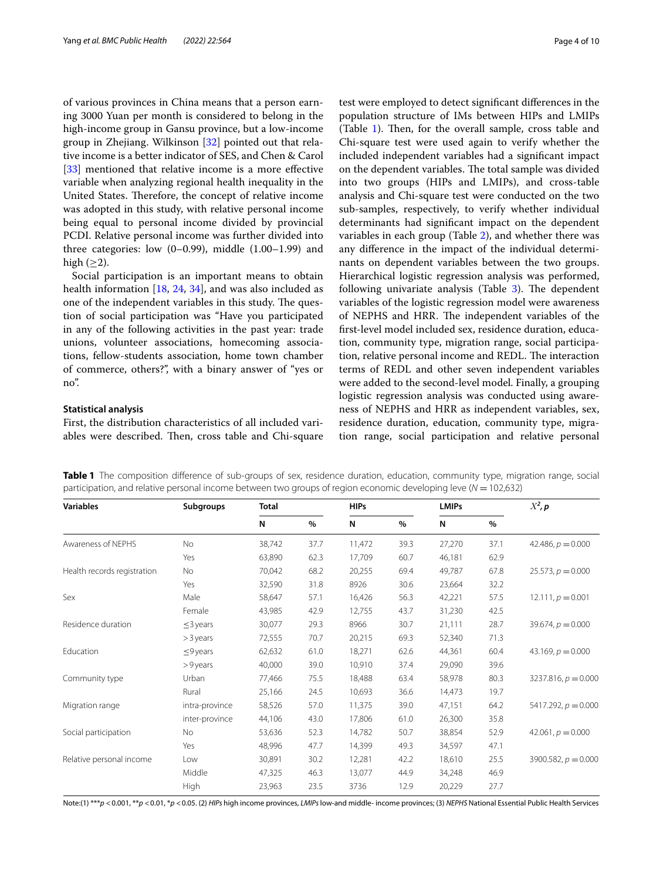of various provinces in China means that a person earning 3000 Yuan per month is considered to belong in the high-income group in Gansu province, but a low-income group in Zhejiang. Wilkinson [32] pointed out that relative income is a better indicator of SES, and Chen & Carol [33] mentioned that relative income is a more effective variable when analyzing regional health inequality in the United States. Therefore, the concept of relative income was adopted in this study, with relative personal income being equal to personal income divided by provincial PCDI. Relative personal income was further divided into three categories: low (0–0.99), middle (1.00–1.99) and high (≥2).

Social participation is an important means to obtain health information [18, 24, 34], and was also included as one of the independent variables in this study. The question of social participation was "Have you participated in any of the following activities in the past year: trade unions, volunteer associations, homecoming associations, fellow-students association, home town chamber of commerce, others?", with a binary answer of "yes or no".

### Statistical analysis

First, the distribution characteristics of all included variables were described. Then, cross table and Chi-square test were employed to detect significant differences in the population structure of IMs between HIPs and LMIPs (Table 1). Then, for the overall sample, cross table and Chi-square test were used again to verify whether the included independent variables had a significant impact on the dependent variables. The total sample was divided into two groups (HIPs and LMIPs), and cross-table analysis and Chi-square test were conducted on the two sub-samples, respectively, to verify whether individual determinants had significant impact on the dependent variables in each group (Table 2), and whether there was any difference in the impact of the individual determinants on dependent variables between the two groups. Hierarchical logistic regression analysis was performed, following univariate analysis (Table 3). The dependent variables of the logistic regression model were awareness of NEPHS and HRR. The independent variables of the first-level model included sex, residence duration, education, community type, migration range, social participation, relative personal income and REDL. The interaction terms of REDL and other seven independent variables were added to the second-level model. Finally, a grouping logistic regression analysis was conducted using awareness of NEPHS and HRR as independent variables, sex, residence duration, education, community type, migration range, social participation and relative personal

**Table 1** The composition difference of sub-groups of sex, residence duration, education, community type, migration range, social participation, and relative personal income between two groups of region economic developing leve ($N = 102{,}632$)

| Variables | Subgroups | Total | | HIPs | | LMIPs | | $X^2$, $p$ |
|---|---|---|---|---|---|---|---|---|
| | | N | % | N | % | N | % | |
| Awareness of NEPHS | No | 38,742 | 37.7 | 11,472 | 39.3 | 27,270 | 37.1 | 42.486, $p = 0.000$ |
| | Yes | 63,890 | 62.3 | 17,709 | 60.7 | 46,181 | 62.9 | |
| Health records registration | No | 70,042 | 68.2 | 20,255 | 69.4 | 49,787 | 67.8 | 25.573, $p = 0.000$ |
| | Yes | 32,590 | 31.8 | 8926 | 30.6 | 23,664 | 32.2 | |
| Sex | Male | 58,647 | 57.1 | 16,426 | 56.3 | 42,221 | 57.5 | 12.111, $p = 0.001$ |
| | Female | 43,985 | 42.9 | 12,755 | 43.7 | 31,230 | 42.5 | |
| Residence duration | ≤3 years | 30,077 | 29.3 | 8966 | 30.7 | 21,111 | 28.7 | 39.674, $p = 0.000$ |
| | >3 years | 72,555 | 70.7 | 20,215 | 69.3 | 52,340 | 71.3 | |
| Education | ≤9 years | 62,632 | 61.0 | 18,271 | 62.6 | 44,361 | 60.4 | 43.169, $p = 0.000$ |
| | >9 years | 40,000 | 39.0 | 10,910 | 37.4 | 29,090 | 39.6 | |
| Community type | Urban | 77,466 | 75.5 | 18,488 | 63.4 | 58,978 | 80.3 | 3237.816, $p = 0.000$ |
| | Rural | 25,166 | 24.5 | 10,693 | 36.6 | 14,473 | 19.7 | |
| Migration range | intra-province | 58,526 | 57.0 | 11,375 | 39.0 | 47,151 | 64.2 | 5417.292, $p = 0.000$ |
| | inter-province | 44,106 | 43.0 | 17,806 | 61.0 | 26,300 | 35.8 | |
| Social participation | No | 53,636 | 52.3 | 14,782 | 50.7 | 38,854 | 52.9 | 42.061, $p = 0.000$ |
| | Yes | 48,996 | 47.7 | 14,399 | 49.3 | 34,597 | 47.1 | |
| Relative personal income | Low | 30,891 | 30.2 | 12,281 | 42.2 | 18,610 | 25.5 | 3900.582, $p = 0.000$ |
| | Middle | 47,325 | 46.3 | 13,077 | 44.9 | 34,248 | 46.9 | |
| | High | 23,963 | 23.5 | 3736 | 12.9 | 20,229 | 27.7 | |

Note:(1) ***$p < 0.001$, **$p < 0.01$, *$p < 0.05$. (2) *HIPs* high income provinces, *LMIPs* low-and middle- income provinces; (3) *NEPHS* National Essential Public Health Services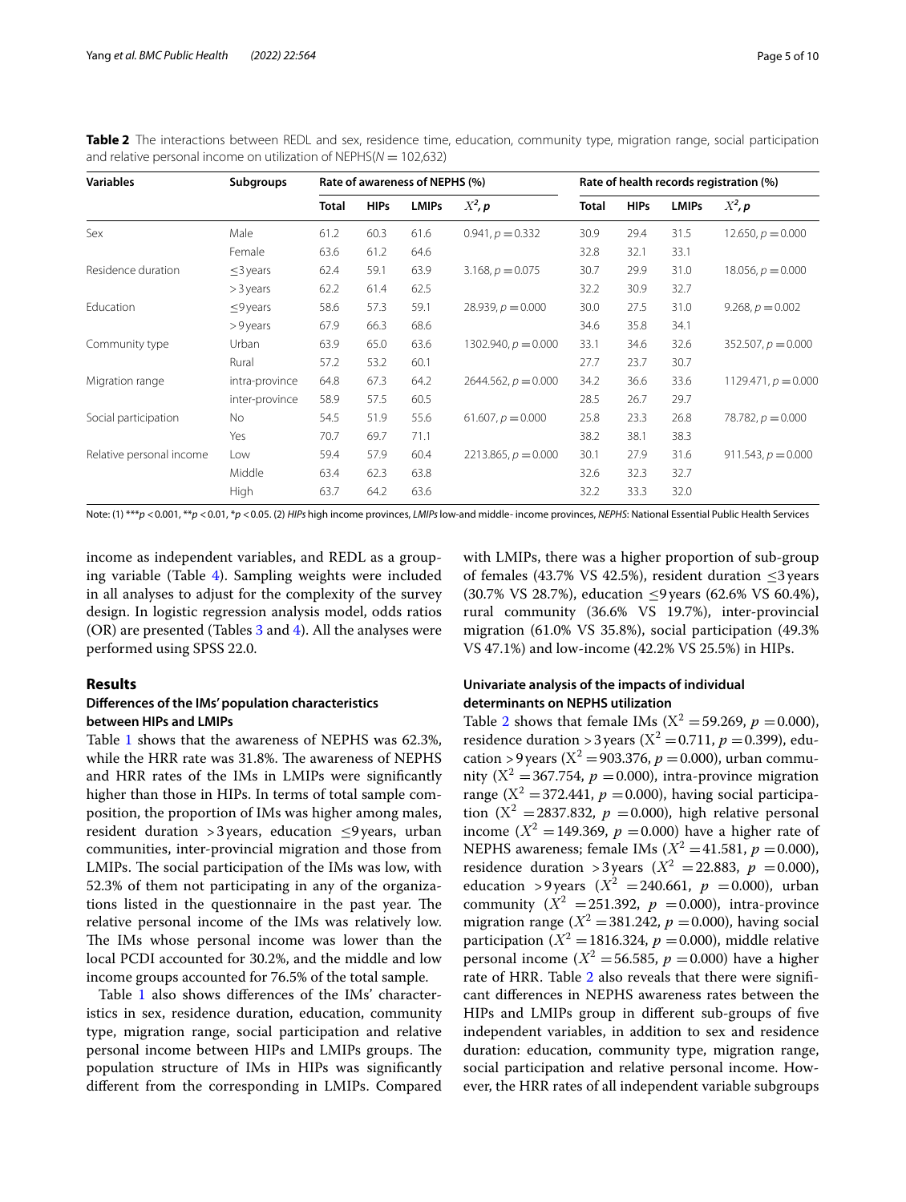**Table 2** The interactions between REDL and sex, residence time, education, community type, migration range, social participation and relative personal income on utilization of NEPHS($N = 102{,}632$)

| Variables | Subgroups | Rate of awareness of NEPHS (%) | | | | Rate of health records registration (%) | | | |
|---|---|---|---|---|---|---|---|---|---|
| | | Total | HIPs | LMIPs | $X^2, p$ | Total | HIPs | LMIPs | $X^2, p$ |
| Sex | Male | 61.2 | 60.3 | 61.6 | $0.941, p = 0.332$ | 30.9 | 29.4 | 31.5 | $12.650, p = 0.000$ |
| | Female | 63.6 | 61.2 | 64.6 | | 32.8 | 32.1 | 33.1 | |
| Residence duration | ≤3 years | 62.4 | 59.1 | 63.9 | $3.168, p = 0.075$ | 30.7 | 29.9 | 31.0 | $18.056, p = 0.000$ |
| | > 3 years | 62.2 | 61.4 | 62.5 | | 32.2 | 30.9 | 32.7 | |
| Education | ≤9 years | 58.6 | 57.3 | 59.1 | $28.939, p = 0.000$ | 30.0 | 27.5 | 31.0 | $9.268, p = 0.002$ |
| | > 9 years | 67.9 | 66.3 | 68.6 | | 34.6 | 35.8 | 34.1 | |
| Community type | Urban | 63.9 | 65.0 | 63.6 | $1302.940, p = 0.000$ | 33.1 | 34.6 | 32.6 | $352.507, p = 0.000$ |
| | Rural | 57.2 | 53.2 | 60.1 | | 27.7 | 23.7 | 30.7 | |
| Migration range | intra-province | 64.8 | 67.3 | 64.2 | $2644.562, p = 0.000$ | 34.2 | 36.6 | 33.6 | $1129.471, p = 0.000$ |
| | inter-province | 58.9 | 57.5 | 60.5 | | 28.5 | 26.7 | 29.7 | |
| Social participation | No | 54.5 | 51.9 | 55.6 | $61.607, p = 0.000$ | 25.8 | 23.3 | 26.8 | $78.782, p = 0.000$ |
| | Yes | 70.7 | 69.7 | 71.1 | | 38.2 | 38.1 | 38.3 | |
| Relative personal income | Low | 59.4 | 57.9 | 60.4 | $2213.865, p = 0.000$ | 30.1 | 27.9 | 31.6 | $911.543, p = 0.000$ |
| | Middle | 63.4 | 62.3 | 63.8 | | 32.6 | 32.3 | 32.7 | |
| | High | 63.7 | 64.2 | 63.6 | | 32.2 | 33.3 | 32.0 | |

Note: (1) ***$p < 0.001$, **$p < 0.01$, *$p < 0.05$. (2) *HIPs* high income provinces, *LMIPs* low-and middle- income provinces, *NEPHS*: National Essential Public Health Services

income as independent variables, and REDL as a grouping variable (Table 4). Sampling weights were included in all analyses to adjust for the complexity of the survey design. In logistic regression analysis model, odds ratios (OR) are presented (Tables 3 and 4). All the analyses were performed using SPSS 22.0.

## Results

### Differences of the IMs' population characteristics between HIPs and LMIPs

Table 1 shows that the awareness of NEPHS was 62.3%, while the HRR rate was 31.8%. The awareness of NEPHS and HRR rates of the IMs in LMIPs were significantly higher than those in HIPs. In terms of total sample composition, the proportion of IMs was higher among males, resident duration >3 years, education ≤9 years, urban communities, inter-provincial migration and those from LMIPs. The social participation of the IMs was low, with 52.3% of them not participating in any of the organizations listed in the questionnaire in the past year. The relative personal income of the IMs was relatively low. The IMs whose personal income was lower than the local PCDI accounted for 30.2%, and the middle and low income groups accounted for 76.5% of the total sample.

Table 1 also shows differences of the IMs' characteristics in sex, residence duration, education, community type, migration range, social participation and relative personal income between HIPs and LMIPs groups. The population structure of IMs in HIPs was significantly different from the corresponding in LMIPs. Compared with LMIPs, there was a higher proportion of sub-group of females (43.7% VS 42.5%), resident duration ≤3 years (30.7% VS 28.7%), education ≤9 years (62.6% VS 60.4%), rural community (36.6% VS 19.7%), inter-provincial migration (61.0% VS 35.8%), social participation (49.3% VS 47.1%) and low-income (42.2% VS 25.5%) in HIPs.

### Univariate analysis of the impacts of individual determinants on NEPHS utilization

Table 2 shows that female IMs ($X^2 = 59.269$, $p = 0.000$), residence duration > 3 years ($X^2 = 0.711$, $p = 0.399$), education > 9 years ($X^2 = 903.376$, $p = 0.000$), urban community ($X^2 = 367.754$, $p = 0.000$), intra-province migration range ($X^2 = 372.441$, $p = 0.000$), having social participation ($X^2 = 2837.832$, $p = 0.000$), high relative personal income ($X^2 = 149.369$, $p = 0.000$) have a higher rate of NEPHS awareness; female IMs ($X^2 = 41.581$, $p = 0.000$), residence duration > 3 years ($X^2 = 22.883$, $p = 0.000$), education > 9 years ($X^2 = 240.661$, $p = 0.000$), urban community ($X^2 = 251.392$, $p = 0.000$), intra-province migration range ($X^2 = 381.242$, $p = 0.000$), having social participation ($X^2 = 1816.324$, $p = 0.000$), middle relative personal income ($X^2 = 56.585$, $p = 0.000$) have a higher rate of HRR. Table 2 also reveals that there were significant differences in NEPHS awareness rates between the HIPs and LMIPs group in different sub-groups of five independent variables, in addition to sex and residence duration: education, community type, migration range, social participation and relative personal income. However, the HRR rates of all independent variable subgroups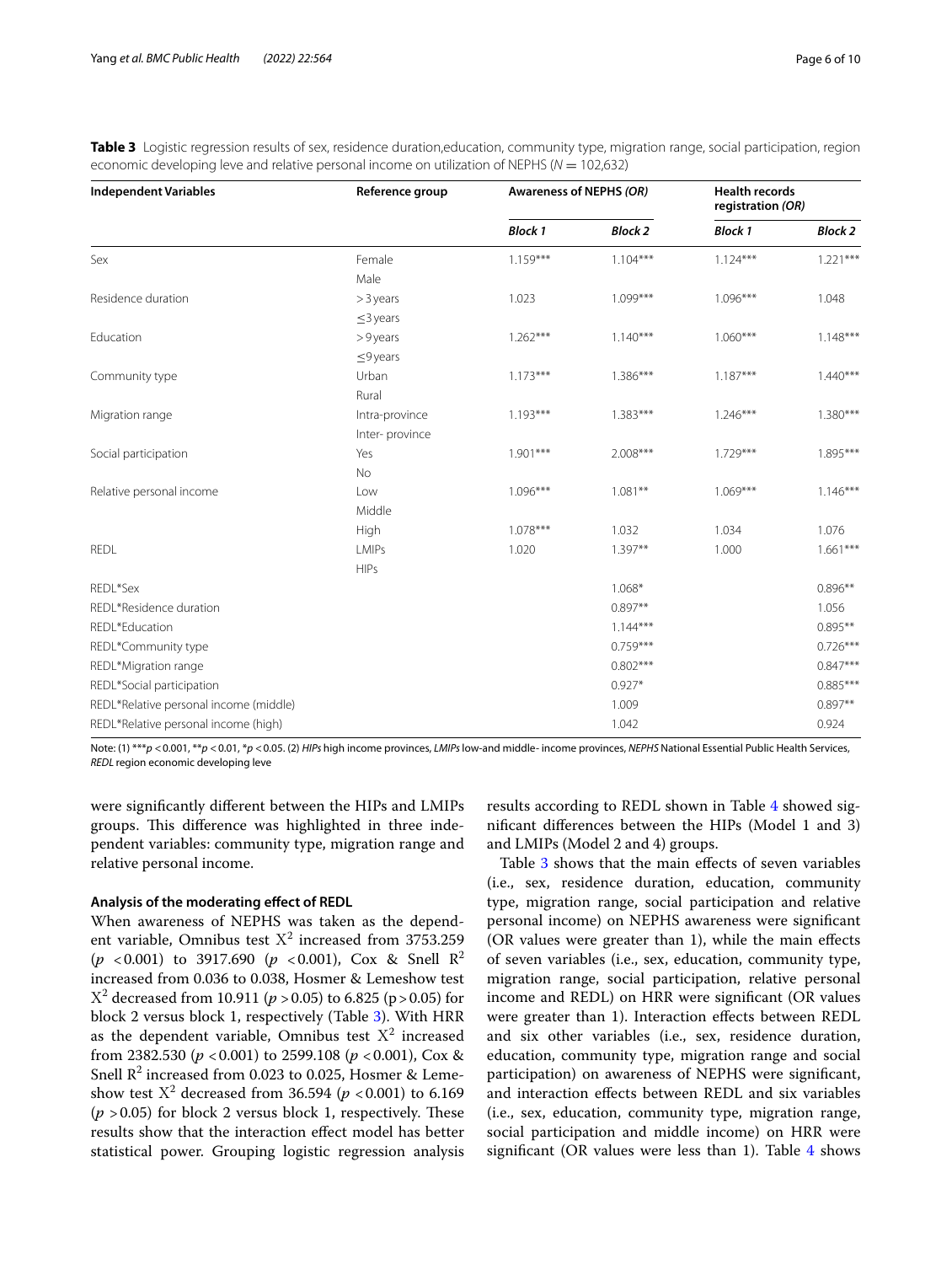**Table 3** Logistic regression results of sex, residence duration,education, community type, migration range, social participation, region economic developing leve and relative personal income on utilization of NEPHS ($N = 102{,}632$)

| Independent Variables | Reference group | Awareness of NEPHS *(OR)* | | Health records registration *(OR)* | |
|---|---|---|---|---|---|
| | | ***Block 1*** | ***Block 2*** | ***Block 1*** | ***Block 2*** |
| Sex | Female | 1.159*** | 1.104*** | 1.124*** | 1.221*** |
| | Male | | | | |
| Residence duration | > 3 years | 1.023 | 1.099*** | 1.096*** | 1.048 |
| | ≤3 years | | | | |
| Education | > 9 years | 1.262*** | 1.140*** | 1.060*** | 1.148*** |
| | ≤9 years | | | | |
| Community type | Urban | 1.173*** | 1.386*** | 1.187*** | 1.440*** |
| | Rural | | | | |
| Migration range | Intra-province | 1.193*** | 1.383*** | 1.246*** | 1.380*** |
| | Inter- province | | | | |
| Social participation | Yes | 1.901*** | 2.008*** | 1.729*** | 1.895*** |
| | No | | | | |
| Relative personal income | Low | 1.096*** | 1.081** | 1.069*** | 1.146*** |
| | Middle | | | | |
| | High | 1.078*** | 1.032 | 1.034 | 1.076 |
| REDL | LMIPs | 1.020 | 1.397** | 1.000 | 1.661*** |
| | HIPs | | | | |
| REDL*Sex | | | 1.068* | | 0.896** |
| REDL*Residence duration | | | 0.897** | | 1.056 |
| REDL*Education | | | 1.144*** | | 0.895** |
| REDL*Community type | | | 0.759*** | | 0.726*** |
| REDL*Migration range | | | 0.802*** | | 0.847*** |
| REDL*Social participation | | | 0.927* | | 0.885*** |
| REDL*Relative personal income (middle) | | | 1.009 | | 0.897** |
| REDL*Relative personal income (high) | | | 1.042 | | 0.924 |

Note: (1) ***$p < 0.001$, **$p < 0.01$, *$p < 0.05$. (2) *HIPs* high income provinces, *LMIPs* low-and middle- income provinces, *NEPHS* National Essential Public Health Services, *REDL* region economic developing leve

were significantly different between the HIPs and LMIPs groups. This difference was highlighted in three independent variables: community type, migration range and relative personal income.

#### Analysis of the moderating effect of REDL

When awareness of NEPHS was taken as the dependent variable, Omnibus test $X^2$ increased from 3753.259 ($p < 0.001$) to 3917.690 ($p < 0.001$), Cox & Snell $R^2$ increased from 0.036 to 0.038, Hosmer & Lemeshow test $X^2$ decreased from 10.911 ($p > 0.05$) to 6.825 ($p > 0.05$) for block 2 versus block 1, respectively (Table 3). With HRR as the dependent variable, Omnibus test $X^2$ increased from 2382.530 ($p < 0.001$) to 2599.108 ($p < 0.001$), Cox & Snell $R^2$ increased from 0.023 to 0.025, Hosmer & Lemeshow test $X^2$ decreased from 36.594 ($p < 0.001$) to 6.169 ($p > 0.05$) for block 2 versus block 1, respectively. These results show that the interaction effect model has better statistical power. Grouping logistic regression analysis results according to REDL shown in Table 4 showed significant differences between the HIPs (Model 1 and 3) and LMIPs (Model 2 and 4) groups.

Table 3 shows that the main effects of seven variables (i.e., sex, residence duration, education, community type, migration range, social participation and relative personal income) on NEPHS awareness were significant (OR values were greater than 1), while the main effects of seven variables (i.e., sex, education, community type, migration range, social participation, relative personal income and REDL) on HRR were significant (OR values were greater than 1). Interaction effects between REDL and six other variables (i.e., sex, residence duration, education, community type, migration range and social participation) on awareness of NEPHS were significant, and interaction effects between REDL and six variables (i.e., sex, education, community type, migration range, social participation and middle income) on HRR were significant (OR values were less than 1). Table 4 shows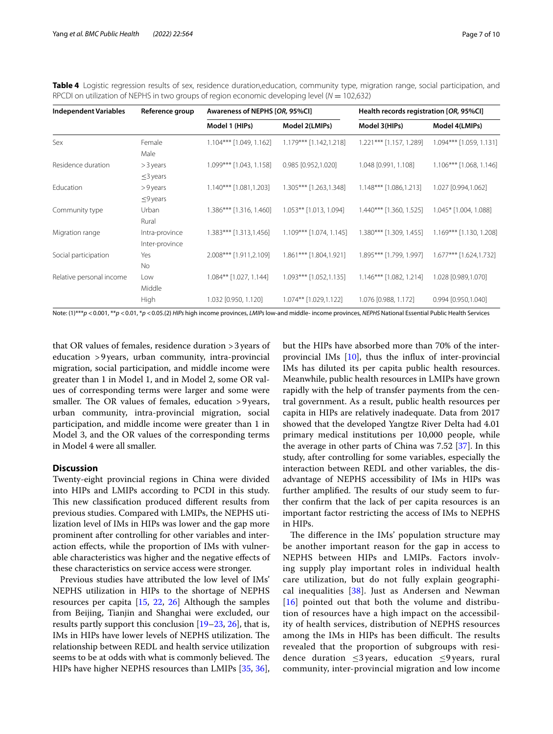**Table 4** Logistic regression results of sex, residence duration,education, community type, migration range, social participation, and RPCDI on utilization of NEPHS in two groups of region economic developing level (N = 102,632)

| Independent Variables | Reference group | Awareness of NEPHS [*OR*, 95%CI] | | Health records registration [*OR*, 95%CI] | |
|---|---|---|---|---|---|
| | | Model 1 (HIPs) | Model 2(LMIPs) | Model 3(HIPs) | Model 4(LMIPs) |
| Sex | Female | 1.104*** [1.049, 1.162] | 1.179*** [1.142,1.218] | 1.221*** [1.157, 1.289] | 1.094*** [1.059, 1.131] |
| | Male | | | | |
| Residence duration | > 3 years | 1.099*** [1.043, 1.158] | 0.985 [0.952,1.020] | 1.048 [0.991, 1.108] | 1.106*** [1.068, 1.146] |
| | ≤3 years | | | | |
| Education | > 9 years | 1.140*** [1.081,1.203] | 1.305*** [1.263,1.348] | 1.148*** [1.086,1.213] | 1.027 [0.994,1.062] |
| | ≤9 years | | | | |
| Community type | Urban | 1.386*** [1.316, 1.460] | 1.053** [1.013, 1.094] | 1.440*** [1.360, 1.525] | 1.045* [1.004, 1.088] |
| | Rural | | | | |
| Migration range | Intra-province | 1.383*** [1.313,1.456] | 1.109*** [1.074, 1.145] | 1.380*** [1.309, 1.455] | 1.169*** [1.130, 1.208] |
| | Inter-province | | | | |
| Social participation | Yes | 2.008*** [1.911,2.109] | 1.861*** [1.804,1.921] | 1.895*** [1.799, 1.997] | 1.677*** [1.624,1.732] |
| | No | | | | |
| Relative personal income | Low | 1.084** [1.027, 1.144] | 1.093*** [1.052,1.135] | 1.146*** [1.082, 1.214] | 1.028 [0.989,1.070] |
| | Middle | | | | |
| | High | 1.032 [0.950, 1.120] | 1.074** [1.029,1.122] | 1.076 [0.988, 1.172] | 0.994 [0.950,1.040] |

Note: (1)****p* < 0.001, ***p* < 0.01, **p* < 0.05.(2) *HIPs* high income provinces, *LMIPs* low-and middle- income provinces, *NEPHS* National Essential Public Health Services

that OR values of females, residence duration > 3 years of education > 9 years, urban community, intra-provincial migration, social participation, and middle income were greater than 1 in Model 1, and in Model 2, some OR values of corresponding terms were larger and some were smaller. The OR values of females, education > 9 years, urban community, intra-provincial migration, social participation, and middle income were greater than 1 in Model 3, and the OR values of the corresponding terms in Model 4 were all smaller.

## Discussion

Twenty-eight provincial regions in China were divided into HIPs and LMIPs according to PCDI in this study. This new classification produced different results from previous studies. Compared with LMIPs, the NEPHS utilization level of IMs in HIPs was lower and the gap more prominent after controlling for other variables and interaction effects, while the proportion of IMs with vulnerable characteristics was higher and the negative effects of these characteristics on service access were stronger.

Previous studies have attributed the low level of IMs' NEPHS utilization in HIPs to the shortage of NEPHS resources per capita [15, 22, 26] Although the samples from Beijing, Tianjin and Shanghai were excluded, our results partly support this conclusion [19–23, 26], that is, IMs in HIPs have lower levels of NEPHS utilization. The relationship between REDL and health service utilization seems to be at odds with what is commonly believed. The HIPs have higher NEPHS resources than LMIPs [35, 36], but the HIPs have absorbed more than 70% of the inter-provincial IMs [10], thus the influx of inter-provincial IMs has diluted its per capita public health resources. Meanwhile, public health resources in LMIPs have grown rapidly with the help of transfer payments from the central government. As a result, public health resources per capita in HIPs are relatively inadequate. Data from 2017 showed that the developed Yangtze River Delta had 4.01 primary medical institutions per 10,000 people, while the average in other parts of China was 7.52 [37]. In this study, after controlling for some variables, especially the interaction between REDL and other variables, the disadvantage of NEPHS accessibility of IMs in HIPs was further amplified. The results of our study seem to further confirm that the lack of per capita resources is an important factor restricting the access of IMs to NEPHS in HIPs.

The difference in the IMs' population structure may be another important reason for the gap in access to NEPHS between HIPs and LMIPs. Factors involving supply play important roles in individual health care utilization, but do not fully explain geographical inequalities [38]. Just as Andersen and Newman [16] pointed out that both the volume and distribution of resources have a high impact on the accessibility of health services, distribution of NEPHS resources among the IMs in HIPs has been difficult. The results revealed that the proportion of subgroups with residence duration ≤3 years, education ≤9 years, rural community, inter-provincial migration and low income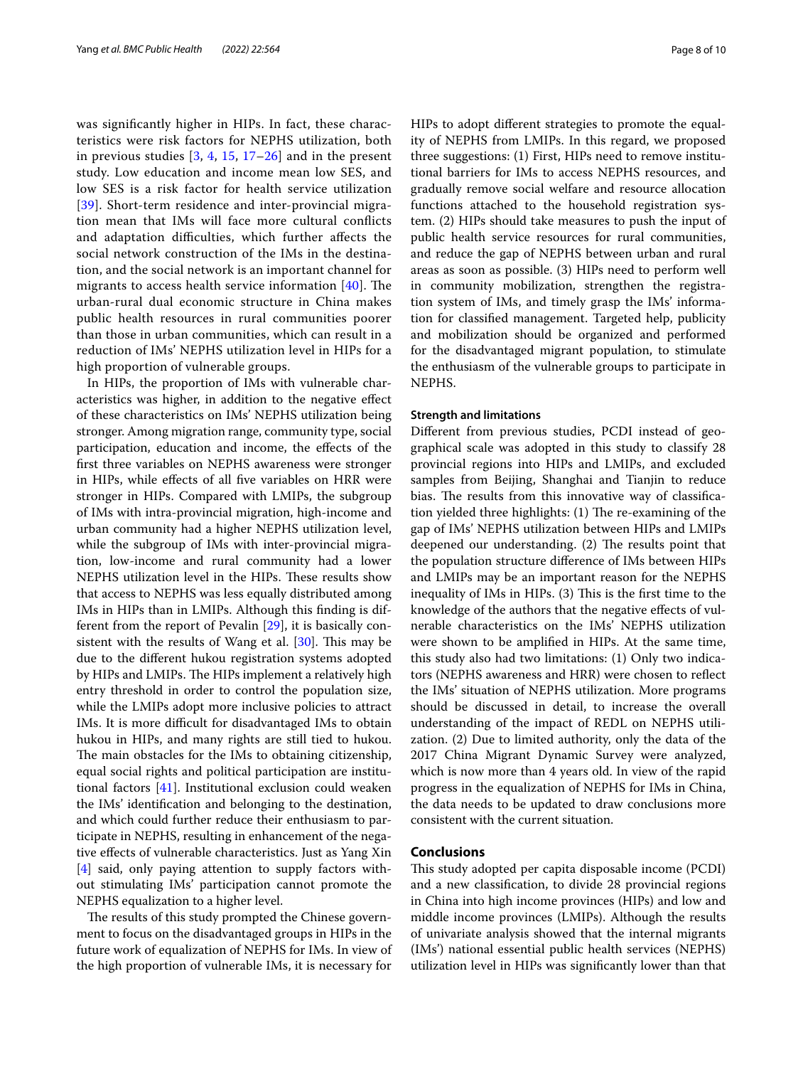was significantly higher in HIPs. In fact, these characteristics were risk factors for NEPHS utilization, both in previous studies [3, 4, 15, 17–26] and in the present study. Low education and income mean low SES, and low SES is a risk factor for health service utilization [39]. Short-term residence and inter-provincial migration mean that IMs will face more cultural conflicts and adaptation difficulties, which further affects the social network construction of the IMs in the destination, and the social network is an important channel for migrants to access health service information [40]. The urban-rural dual economic structure in China makes public health resources in rural communities poorer than those in urban communities, which can result in a reduction of IMs' NEPHS utilization level in HIPs for a high proportion of vulnerable groups.

In HIPs, the proportion of IMs with vulnerable characteristics was higher, in addition to the negative effect of these characteristics on IMs' NEPHS utilization being stronger. Among migration range, community type, social participation, education and income, the effects of the first three variables on NEPHS awareness were stronger in HIPs, while effects of all five variables on HRR were stronger in HIPs. Compared with LMIPs, the subgroup of IMs with intra-provincial migration, high-income and urban community had a higher NEPHS utilization level, while the subgroup of IMs with inter-provincial migration, low-income and rural community had a lower NEPHS utilization level in the HIPs. These results show that access to NEPHS was less equally distributed among IMs in HIPs than in LMIPs. Although this finding is different from the report of Pevalin [29], it is basically consistent with the results of Wang et al. [30]. This may be due to the different hukou registration systems adopted by HIPs and LMIPs. The HIPs implement a relatively high entry threshold in order to control the population size, while the LMIPs adopt more inclusive policies to attract IMs. It is more difficult for disadvantaged IMs to obtain hukou in HIPs, and many rights are still tied to hukou. The main obstacles for the IMs to obtaining citizenship, equal social rights and political participation are institutional factors [41]. Institutional exclusion could weaken the IMs' identification and belonging to the destination, and which could further reduce their enthusiasm to participate in NEPHS, resulting in enhancement of the negative effects of vulnerable characteristics. Just as Yang Xin [4] said, only paying attention to supply factors without stimulating IMs' participation cannot promote the NEPHS equalization to a higher level.

The results of this study prompted the Chinese government to focus on the disadvantaged groups in HIPs in the future work of equalization of NEPHS for IMs. In view of the high proportion of vulnerable IMs, it is necessary for HIPs to adopt different strategies to promote the equality of NEPHS from LMIPs. In this regard, we proposed three suggestions: (1) First, HIPs need to remove institutional barriers for IMs to access NEPHS resources, and gradually remove social welfare and resource allocation functions attached to the household registration system. (2) HIPs should take measures to push the input of public health service resources for rural communities, and reduce the gap of NEPHS between urban and rural areas as soon as possible. (3) HIPs need to perform well in community mobilization, strengthen the registration system of IMs, and timely grasp the IMs' information for classified management. Targeted help, publicity and mobilization should be organized and performed for the disadvantaged migrant population, to stimulate the enthusiasm of the vulnerable groups to participate in NEPHS.

#### Strength and limitations

Different from previous studies, PCDI instead of geographical scale was adopted in this study to classify 28 provincial regions into HIPs and LMIPs, and excluded samples from Beijing, Shanghai and Tianjin to reduce bias. The results from this innovative way of classification yielded three highlights: (1) The re-examining of the gap of IMs' NEPHS utilization between HIPs and LMIPs deepened our understanding. (2) The results point that the population structure difference of IMs between HIPs and LMIPs may be an important reason for the NEPHS inequality of IMs in HIPs. (3) This is the first time to the knowledge of the authors that the negative effects of vulnerable characteristics on the IMs' NEPHS utilization were shown to be amplified in HIPs. At the same time, this study also had two limitations: (1) Only two indicators (NEPHS awareness and HRR) were chosen to reflect the IMs' situation of NEPHS utilization. More programs should be discussed in detail, to increase the overall understanding of the impact of REDL on NEPHS utilization. (2) Due to limited authority, only the data of the 2017 China Migrant Dynamic Survey were analyzed, which is now more than 4 years old. In view of the rapid progress in the equalization of NEPHS for IMs in China, the data needs to be updated to draw conclusions more consistent with the current situation.

## Conclusions

This study adopted per capita disposable income (PCDI) and a new classification, to divide 28 provincial regions in China into high income provinces (HIPs) and low and middle income provinces (LMIPs). Although the results of univariate analysis showed that the internal migrants (IMs') national essential public health services (NEPHS) utilization level in HIPs was significantly lower than that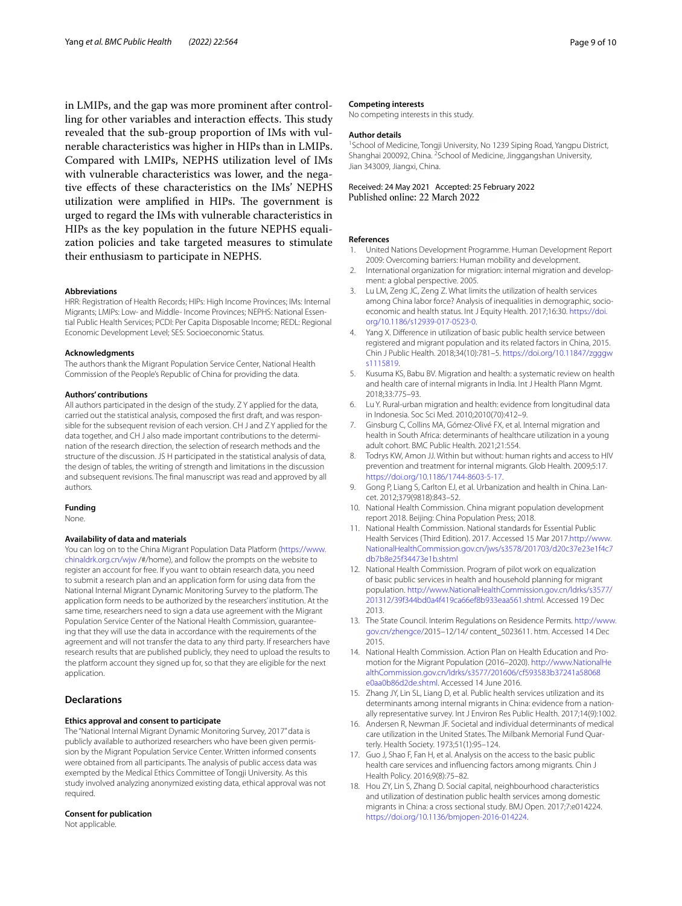in LMIPs, and the gap was more prominent after controlling for other variables and interaction effects. This study revealed that the sub-group proportion of IMs with vulnerable characteristics was higher in HIPs than in LMIPs. Compared with LMIPs, NEPHS utilization level of IMs with vulnerable characteristics was lower, and the negative effects of these characteristics on the IMs' NEPHS utilization were amplified in HIPs. The government is urged to regard the IMs with vulnerable characteristics in HIPs as the key population in the future NEPHS equalization policies and take targeted measures to stimulate their enthusiasm to participate in NEPHS.

#### Abbreviations

HRR: Registration of Health Records; HIPs: High Income Provinces; IMs: Internal Migrants; LMIPs: Low- and Middle- Income Provinces; NEPHS: National Essential Public Health Services; PCDI: Per Capita Disposable Income; REDL: Regional Economic Development Level; SES: Socioeconomic Status.

#### Acknowledgments

The authors thank the Migrant Population Service Center, National Health Commission of the People's Republic of China for providing the data.

#### Authors' contributions

All authors participated in the design of the study. Z Y applied for the data, carried out the statistical analysis, composed the first draft, and was responsible for the subsequent revision of each version. CH J and Z Y applied for the data together, and CH J also made important contributions to the determination of the research direction, the selection of research methods and the structure of the discussion. JS H participated in the statistical analysis of data, the design of tables, the writing of strength and limitations in the discussion and subsequent revisions. The final manuscript was read and approved by all authors.

#### Funding

None.

#### Availability of data and materials

You can log on to the China Migrant Population Data Platform (https://www.chinaldrk.org.cn/wjw /#/home), and follow the prompts on the website to register an account for free. If you want to obtain research data, you need to submit a research plan and an application form for using data from the National Internal Migrant Dynamic Monitoring Survey to the platform. The application form needs to be authorized by the researchers' institution. At the same time, researchers need to sign a data use agreement with the Migrant Population Service Center of the National Health Commission, guaranteeing that they will use the data in accordance with the requirements of the agreement and will not transfer the data to any third party. If researchers have research results that are published publicly, they need to upload the results to the platform account they signed up for, so that they are eligible for the next application.

## Declarations

#### Ethics approval and consent to participate

The "National Internal Migrant Dynamic Monitoring Survey, 2017" data is publicly available to authorized researchers who have been given permission by the Migrant Population Service Center. Written informed consents were obtained from all participants. The analysis of public access data was exempted by the Medical Ethics Committee of Tongji University. As this study involved analyzing anonymized existing data, ethical approval was not required.

#### Consent for publication

Not applicable.

#### Competing interests

No competing interests in this study.

#### Author details

[1]School of Medicine, Tongji University, No 1239 Siping Road, Yangpu District, Shanghai 200092, China. [2]School of Medicine, Jinggangshan University, Jian 343009, Jiangxi, China.

Received: 24 May 2021 Accepted: 25 February 2022
Published online: 22 March 2022

#### References

1. United Nations Development Programme. Human Development Report 2009: Overcoming barriers: Human mobility and development.
2. International organization for migration: internal migration and development: a global perspective. 2005.
3. Lu LM, Zeng JC, Zeng Z. What limits the utilization of health services among China labor force? Analysis of inequalities in demographic, socioeconomic and health status. Int J Equity Health. 2017;16:30. https://doi.org/10.1186/s12939-017-0523-0.
4. Yang X. Difference in utilization of basic public health service between registered and migrant population and its related factors in China, 2015. Chin J Public Health. 2018;34(10):781–5. https://doi.org/10.11847/zgggws1115819.
5. Kusuma KS, Babu BV. Migration and health: a systematic review on health and health care of internal migrants in India. Int J Health Plann Mgmt. 2018;33:775–93.
6. Lu Y. Rural-urban migration and health: evidence from longitudinal data in Indonesia. Soc Sci Med. 2010;2010(70):412–9.
7. Ginsburg C, Collins MA, Gómez-Olivé FX, et al. Internal migration and health in South Africa: determinants of healthcare utilization in a young adult cohort. BMC Public Health. 2021;21:554.
8. Todrys KW, Amon JJ. Within but without: human rights and access to HIV prevention and treatment for internal migrants. Glob Health. 2009;5:17. https://doi.org/10.1186/1744-8603-5-17.
9. Gong P, Liang S, Carlton EJ, et al. Urbanization and health in China. Lancet. 2012;379(9818):843–52.
10. National Health Commission. China migrant population development report 2018. Beijing: China Population Press; 2018.
11. National Health Commission. National standards for Essential Public Health Services (Third Edition). 2017. Accessed 15 Mar 2017.http://www.NationalHealthCommission.gov.cn/jws/s3578/201703/d20c37e23e1f4c7db7b8e25f34473e1b.shtml
12. National Health Commission. Program of pilot work on equalization of basic public services in health and household planning for migrant population. http://www.NationalHealthCommission.gov.cn/ldrks/s3577/201312/39f344bd0a4f419ca66ef8b933eaa561.shtml. Accessed 19 Dec 2013.
13. The State Council. Interim Regulations on Residence Permits. http://www.gov.cn/zhengce/2015–12/14/ content_5023611. htm. Accessed 14 Dec 2015.
14. National Health Commission. Action Plan on Health Education and Promotion for the Migrant Population (2016–2020). http://www.NationalHealthCommission.gov.cn/ldrks/s3577/201606/cf593583b37241a58068e0aa0b86d2de.shtml. Accessed 14 June 2016.
15. Zhang JY, Lin SL, Liang D, et al. Public health services utilization and its determinants among internal migrants in China: evidence from a nationally representative survey. Int J Environ Res Public Health. 2017;14(9):1002.
16. Andersen R, Newman JF. Societal and individual determinants of medical care utilization in the United States. The Milbank Memorial Fund Quarterly. Health Society. 1973;51(1):95–124.
17. Guo J, Shao F, Fan H, et al. Analysis on the access to the basic public health care services and influencing factors among migrants. Chin J Health Policy. 2016;9(8):75–82.
18. Hou ZY, Lin S, Zhang D. Social capital, neighbourhood characteristics and utilization of destination public health services among domestic migrants in China: a cross sectional study. BMJ Open. 2017;7:e014224. https://doi.org/10.1136/bmjopen-2016-014224.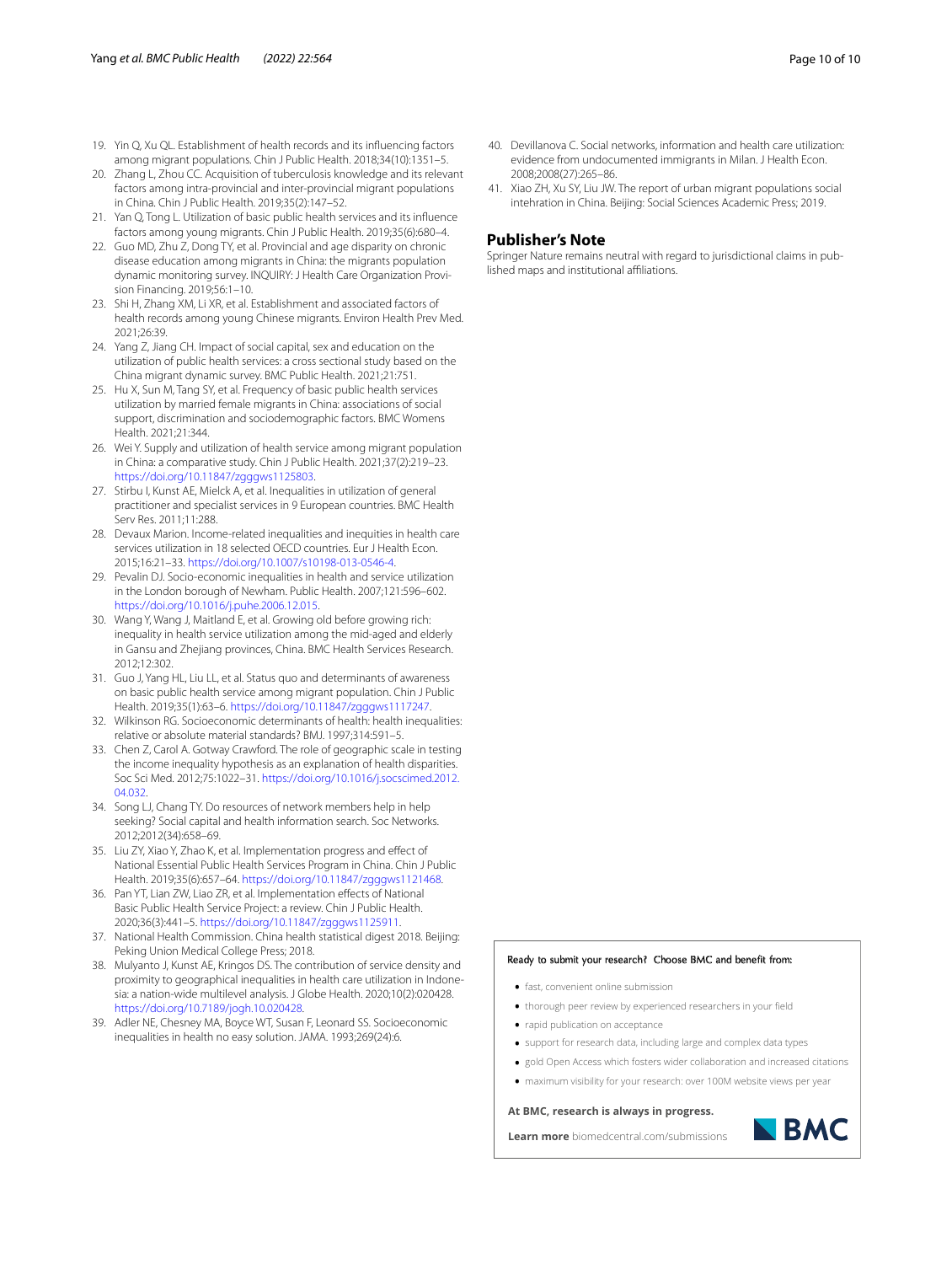19. Yin Q, Xu QL. Establishment of health records and its influencing factors among migrant populations. Chin J Public Health. 2018;34(10):1351–5.
20. Zhang L, Zhou CC. Acquisition of tuberculosis knowledge and its relevant factors among intra-provincial and inter-provincial migrant populations in China. Chin J Public Health. 2019;35(2):147–52.
21. Yan Q, Tong L. Utilization of basic public health services and its influence factors among young migrants. Chin J Public Health. 2019;35(6):680–4.
22. Guo MD, Zhu Z, Dong TY, et al. Provincial and age disparity on chronic disease education among migrants in China: the migrants population dynamic monitoring survey. INQUIRY: J Health Care Organization Provision Financing. 2019;56:1–10.
23. Shi H, Zhang XM, Li XR, et al. Establishment and associated factors of health records among young Chinese migrants. Environ Health Prev Med. 2021;26:39.
24. Yang Z, Jiang CH. Impact of social capital, sex and education on the utilization of public health services: a cross sectional study based on the China migrant dynamic survey. BMC Public Health. 2021;21:751.
25. Hu X, Sun M, Tang SY, et al. Frequency of basic public health services utilization by married female migrants in China: associations of social support, discrimination and sociodemographic factors. BMC Womens Health. 2021;21:344.
26. Wei Y. Supply and utilization of health service among migrant population in China: a comparative study. Chin J Public Health. 2021;37(2):219–23. https://doi.org/10.11847/zgggws1125803.
27. Stirbu I, Kunst AE, Mielck A, et al. Inequalities in utilization of general practitioner and specialist services in 9 European countries. BMC Health Serv Res. 2011;11:288.
28. Devaux Marion. Income-related inequalities and inequities in health care services utilization in 18 selected OECD countries. Eur J Health Econ. 2015;16:21–33. https://doi.org/10.1007/s10198-013-0546-4.
29. Pevalin DJ. Socio-economic inequalities in health and service utilization in the London borough of Newham. Public Health. 2007;121:596–602. https://doi.org/10.1016/j.puhe.2006.12.015.
30. Wang Y, Wang J, Maitland E, et al. Growing old before growing rich: inequality in health service utilization among the mid-aged and elderly in Gansu and Zhejiang provinces, China. BMC Health Services Research. 2012;12:302.
31. Guo J, Yang HL, Liu LL, et al. Status quo and determinants of awareness on basic public health service among migrant population. Chin J Public Health. 2019;35(1):63–6. https://doi.org/10.11847/zgggws1117247.
32. Wilkinson RG. Socioeconomic determinants of health: health inequalities: relative or absolute material standards? BMJ. 1997;314:591–5.
33. Chen Z, Carol A. Gotway Crawford. The role of geographic scale in testing the income inequality hypothesis as an explanation of health disparities. Soc Sci Med. 2012;75:1022–31. https://doi.org/10.1016/j.socscimed.2012.04.032.
34. Song LJ, Chang TY. Do resources of network members help in help seeking? Social capital and health information search. Soc Networks. 2012;2012(34):658–69.
35. Liu ZY, Xiao Y, Zhao K, et al. Implementation progress and effect of National Essential Public Health Services Program in China. Chin J Public Health. 2019;35(6):657–64. https://doi.org/10.11847/zgggws1121468.
36. Pan YT, Lian ZW, Liao ZR, et al. Implementation effects of National Basic Public Health Service Project: a review. Chin J Public Health. 2020;36(3):441–5. https://doi.org/10.11847/zgggws1125911.
37. National Health Commission. China health statistical digest 2018. Beijing: Peking Union Medical College Press; 2018.
38. Mulyanto J, Kunst AE, Kringos DS. The contribution of service density and proximity to geographical inequalities in health care utilization in Indonesia: a nation-wide multilevel analysis. J Globe Health. 2020;10(2):020428. https://doi.org/10.7189/jogh.10.020428.
39. Adler NE, Chesney MA, Boyce WT, Susan F, Leonard SS. Socioeconomic inequalities in health no easy solution. JAMA. 1993;269(24):6.
40. Devillanova C. Social networks, information and health care utilization: evidence from undocumented immigrants in Milan. J Health Econ. 2008;2008(27):265–86.
41. Xiao ZH, Xu SY, Liu JW. The report of urban migrant populations social intehration in China. Beijing: Social Sciences Academic Press; 2019.

## Publisher's Note

Springer Nature remains neutral with regard to jurisdictional claims in published maps and institutional affiliations.

Ready to submit your research? Choose BMC and benefit from:

- fast, convenient online submission
- thorough peer review by experienced researchers in your field
- rapid publication on acceptance
- support for research data, including large and complex data types
- gold Open Access which fosters wider collaboration and increased citations
- maximum visibility for your research: over 100M website views per year

**At BMC, research is always in progress.**

**Learn more** biomedcentral.com/submissions

BMC